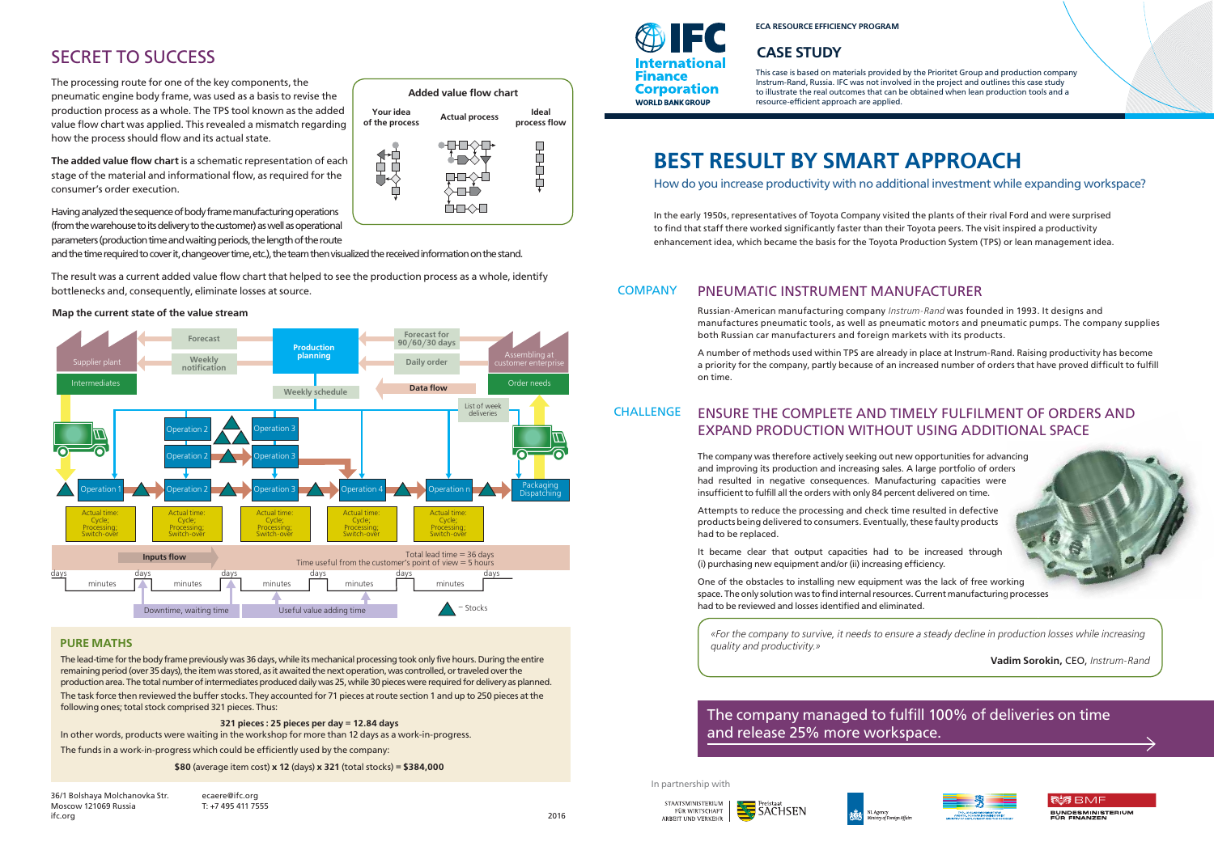# BEST RESULT BY SMART APPROACH

**ECA RESOURCE EFFICIENCY PROGRAM**

## CASE STUDY

This case is based on materials provided by the Prioritet Group and production company Instrum-Rand, Russia. IFC was not involved in the project and outlines this case study to illustrate the real outcomes that can be obtained when lean production tools and a resource-efficient approach are applied.

How do you increase productivity with no additional investment while expanding workspace?

In the early 1950s, representatives of Toyota Company visited the plants of their rival Ford and were surprised to find that staff there worked significantly faster than their Toyota peers. The visit inspired a productivity enhancement idea, which became the basis for the Toyota Production System (TPS) or lean management idea.

### COMPANY — PNEUMATIC INSTRUMENT MANUFACTURER

Russian-American manufacturing company *Instrum-Rand* was founded in 1993. It designs and manufactures pneumatic tools, as well as pneumatic motors and pneumatic pumps. The company supplies both Russian car manufacturers and foreign markets with its products.

A number of methods used within TPS are already in place at Instrum-Rand. Raising productivity has become a priority for the company, partly because of an increased number of orders that have proved difficult to fulfill on time.

### CHALLENGE — ENSURE THE COMPLETE AND TIMELY FULFILMENT OF ORDERS AND EXPAND PRODUCTION WITHOUT USING ADDITIONAL SPACE

The company was therefore actively seeking out new opportunities for advancing and improving its production and increasing sales. A large portfolio of orders had resulted in negative consequences. Manufacturing capacities were insufficient to fulfill all the orders with only 84 percent delivered on time.

Attempts to reduce the processing and check time resulted in defective products being delivered to consumers. Eventually, these faulty products had to be replaced.

It became clear that output capacities had to be increased through (i) purchasing new equipment and/or (ii) increasing efficiency.

One of the obstacles to installing new equipment was the lack of free working space. The only solution was to find internal resources. Current manufacturing processes had to be reviewed and losses identified and eliminated.

*«For the company to survive, it needs to ensure a steady decline in production losses while increasing quality and productivity.»*

**Vadim Sorokin,** CEO, *Instrum-Rand*

The company managed to fulfill 100% of deliveries on time and release 25% more workspace.

## SECRET TO SUCCESS

The processing route for one of the key components, the pneumatic engine body frame, was used as a basis to revise the production process as a whole. The TPS tool known as the added value flow chart was applied. This revealed a mismatch regarding how the process should flow and its actual state.

**The added value flow chart** is a schematic representation of each stage of the material and informational flow, as required for the consumer's order execution.

**Added value flow chart**

Your idea of the process | Actual process | Ideal process flow

Having analyzed the sequence of body frame manufacturing operations (from the warehouse to its delivery to the customer) as well as operational parameters (production time and waiting periods, the length of the route and the time required to cover it, changeover time, etc.), the team then visualized the received information on the stand.

The result was a current added value flow chart that helped to see the production process as a whole, identify bottlenecks and, consequently, eliminate losses at source.

**Map the current state of the value stream**

Supplier plant — Intermediates; Forecast; Weekly notification; Production planning; Forecast for 90/60/30 days; Daily order; Assembling at customer enterprise — Order needs; Weekly schedule; Data flow; List of week deliveries

Operation 1 → Operation 2 → Operation 3 → Operation 4 → Operation n → Packaging Dispatching

Actual time: Cycle; Processing; Switch-over

Inputs flow — Total lead time = 36 days; Time useful from the customer's point of view = 5 hours

days / minutes; Downtime, waiting time; Useful value adding time; = Stocks

### PURE MATHS

The lead-time for the body frame previously was 36 days, while its mechanical processing took only five hours. During the entire remaining period (over 35 days), the item was stored, as it awaited the next operation, was controlled, or traveled over the production area. The total number of intermediates produced daily was 25, while 30 pieces were required for delivery as planned.

The task force then reviewed the buffer stocks. They accounted for 71 pieces at route section 1 and up to 250 pieces at the following ones; total stock comprised 321 pieces. Thus:

**321 pieces : 25 pieces per day = 12.84 days**

In other words, products were waiting in the workshop for more than 12 days as a work-in-progress.

The funds in a work-in-progress which could be efficiently used by the company:

**$80** (average item cost) **x 12** (days) **x 321** (total stocks) **= $384,000**

36/1 Bolshaya Molchanovka Str.
Moscow 121069 Russia
ifc.org

ecaere@ifc.org
T: +7 495 411 7555

2016

In partnership with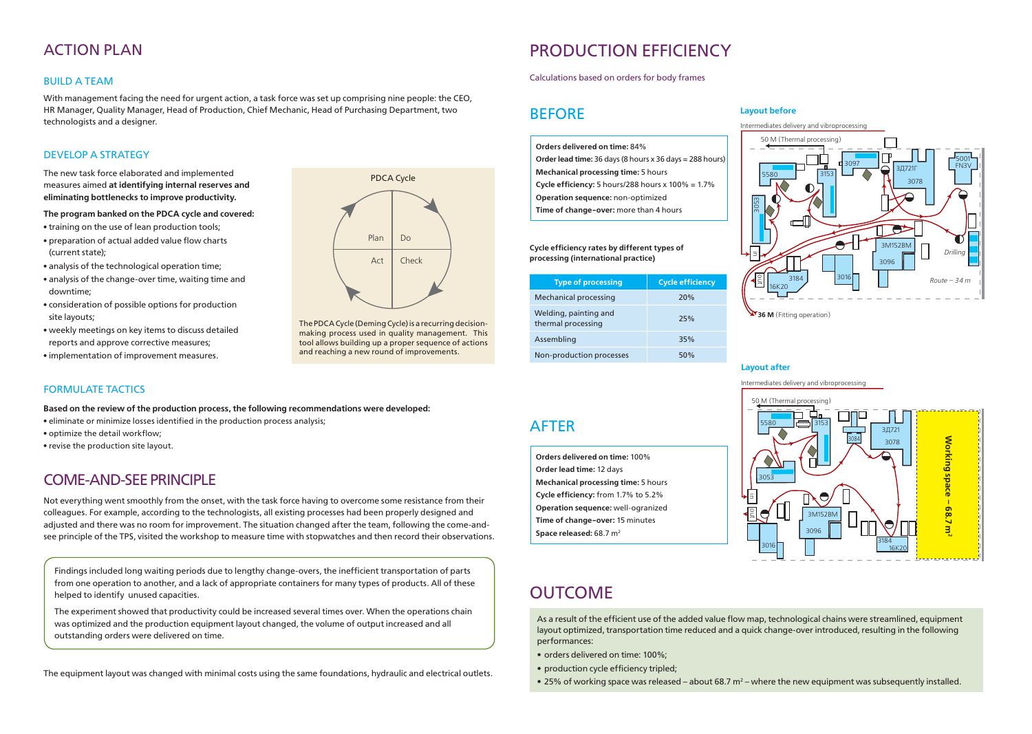# ACTION PLAN

## BUILD A TEAM

With management facing the need for urgent action, a task force was set up comprising nine people: the CEO, HR Manager, Quality Manager, Head of Production, Chief Mechanic, Head of Purchasing Department, two technologists and a designer.

## DEVELOP A STRATEGY

The new task force elaborated and implemented measures aimed **at identifying internal reserves and eliminating bottlenecks to improve productivity.**

**The program banked on the PDCA cycle and covered:**

- training on the use of lean production tools;
- preparation of actual added value flow charts (current state);
- analysis of the technological operation time;
- analysis of the change-over time, waiting time and downtime;
- consideration of possible options for production site layouts;
- weekly meetings on key items to discuss detailed reports and approve corrective measures;
- implementation of improvement measures.

PDCA Cycle

Plan
Do
Act
Check

The PDCA Cycle (Deming Cycle) is a recurring decision-making process used in quality management. This tool allows building up a proper sequence of actions and reaching a new round of improvements.

## FORMULATE TACTICS

**Based on the review of the production process, the following recommendations were developed:**

- eliminate or minimize losses identified in the production process analysis;
- optimize the detail workflow;
- revise the production site layout.

# COME-AND-SEE PRINCIPLE

Not everything went smoothly from the onset, with the task force having to overcome some resistance from their colleagues. For example, according to the technologists, all existing processes had been properly designed and adjusted and there was no room for improvement. The situation changed after the team, following the come-and-see principle of the TPS, visited the workshop to measure time with stopwatches and then record their observations.

Findings included long waiting periods due to lengthy change-overs, the inefficient transportation of parts from one operation to another, and a lack of appropriate containers for many types of products. All of these helped to identify unused capacities.

The experiment showed that productivity could be increased several times over. When the operations chain was optimized and the production equipment layout changed, the volume of output increased and all outstanding orders were delivered on time.

The equipment layout was changed with minimal costs using the same foundations, hydraulic and electrical outlets.

# PRODUCTION EFFICIENCY

Calculations based on orders for body frames

## BEFORE

**Orders delivered on time:** 84%
**Order lead time:** 36 days (8 hours x 36 days = 288 hours)
**Mechanical processing time:** 5 hours
**Cycle efficiency:** 5 hours/288 hours x 100% = 1.7%
**Operation sequence:** non-optimized
**Time of change–over:** more than 4 hours

**Cycle efficiency rates by different types of processing (international practice)**

| Type of processing | Cycle efficiency |
|---|---|
| Mechanical processing | 20% |
| Welding, painting and thermal processing | 25% |
| Assembling | 35% |
| Non-production processes | 50% |

**Layout before**

Intermediates delivery and vibroprocessing
50 M (Thermal processing)
5580
3153
3097
3Д721Г
3078
5001 FN3V
3053
3M152BM
3096
Drilling
3184
16K20
3016
Route – 34 m
**36 M** (Fitting operation)

## AFTER

**Orders delivered on time:** 100%
**Order lead time:** 12 days
**Mechanical processing time:** 5 hours
**Cycle efficiency:** from 1.7% to 5.2%
**Operation sequence:** well-ogranized
**Time of change–over:** 15 minutes
**Space released:** 68.7 m²

**Layout after**

Intermediates delivery and vibroprocessing
50 M (Thermal processing)
5580
3153
3084
3Д721
3078
3053
3M152BM
3096
3016
3184
16K20
Working space – 68.7 m²

# OUTCOME

As a result of the efficient use of the added value flow map, technological chains were streamlined, equipment layout optimized, transportation time reduced and a quick change-over introduced, resulting in the following performances:

- orders delivered on time: 100%;
- production cycle efficiency tripled;
- 25% of working space was released – about 68.7 m² – where the new equipment was subsequently installed.